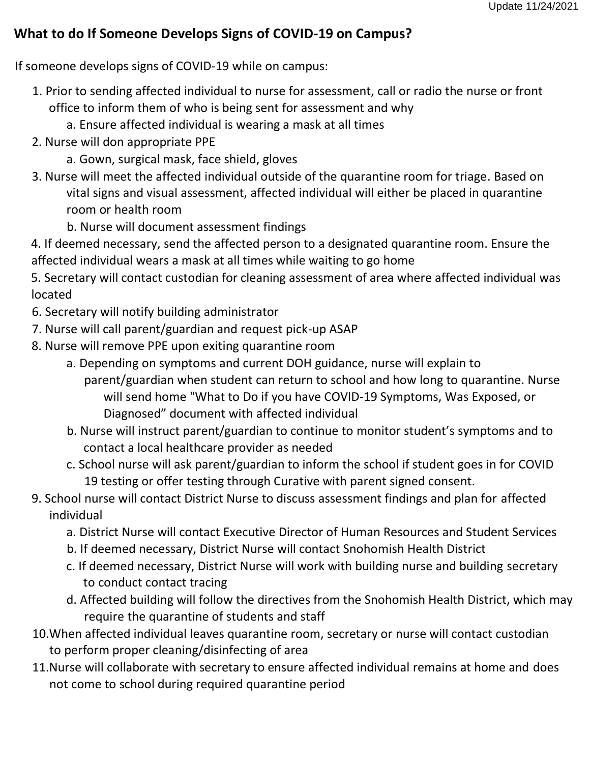Update 11/24/2021

## What to do If Someone Develops Signs of COVID-19 on Campus?

If someone develops signs of COVID-19 while on campus:

1. Prior to sending affected individual to nurse for assessment, call or radio the nurse or front office to inform them of who is being sent for assessment and why
   a. Ensure affected individual is wearing a mask at all times
2. Nurse will don appropriate PPE
   a. Gown, surgical mask, face shield, gloves
3. Nurse will meet the affected individual outside of the quarantine room for triage. Based on vital signs and visual assessment, affected individual will either be placed in quarantine room or health room
   b. Nurse will document assessment findings
4. If deemed necessary, send the affected person to a designated quarantine room. Ensure the affected individual wears a mask at all times while waiting to go home
5. Secretary will contact custodian for cleaning assessment of area where affected individual was located
6. Secretary will notify building administrator
7. Nurse will call parent/guardian and request pick-up ASAP
8. Nurse will remove PPE upon exiting quarantine room
   a. Depending on symptoms and current DOH guidance, nurse will explain to parent/guardian when student can return to school and how long to quarantine. Nurse will send home "What to Do if you have COVID-19 Symptoms, Was Exposed, or Diagnosed" document with affected individual
   b. Nurse will instruct parent/guardian to continue to monitor student's symptoms and to contact a local healthcare provider as needed
   c. School nurse will ask parent/guardian to inform the school if student goes in for COVID 19 testing or offer testing through Curative with parent signed consent.
9. School nurse will contact District Nurse to discuss assessment findings and plan for affected individual
   a. District Nurse will contact Executive Director of Human Resources and Student Services
   b. If deemed necessary, District Nurse will contact Snohomish Health District
   c. If deemed necessary, District Nurse will work with building nurse and building secretary to conduct contact tracing
   d. Affected building will follow the directives from the Snohomish Health District, which may require the quarantine of students and staff
10. When affected individual leaves quarantine room, secretary or nurse will contact custodian to perform proper cleaning/disinfecting of area
11. Nurse will collaborate with secretary to ensure affected individual remains at home and does not come to school during required quarantine period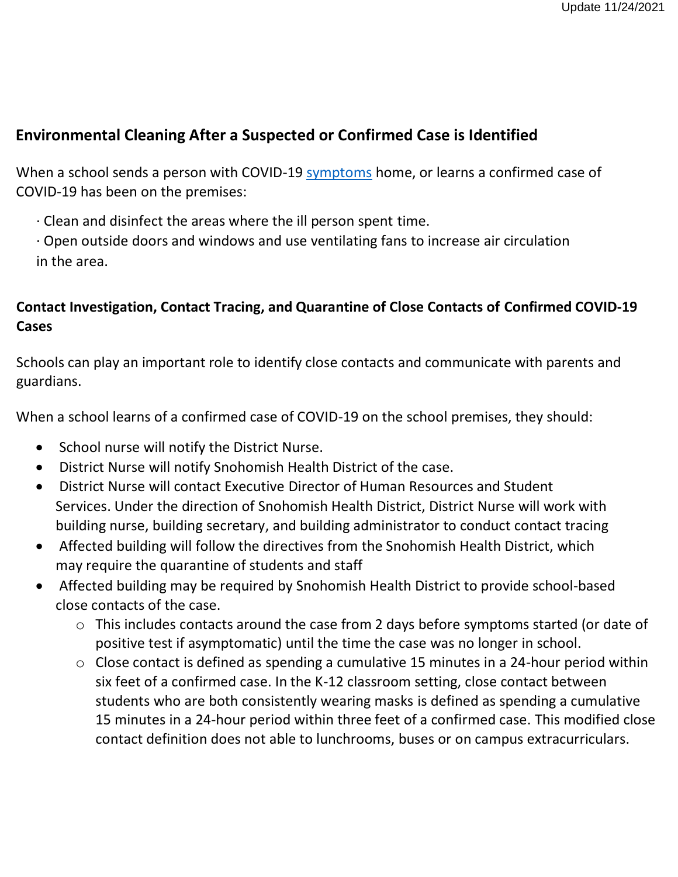## Environmental Cleaning After a Suspected or Confirmed Case is Identified

When a school sends a person with COVID-19 [symptoms] home, or learns a confirmed case of COVID-19 has been on the premises:

- Clean and disinfect the areas where the ill person spent time.
- Open outside doors and windows and use ventilating fans to increase air circulation in the area.

## Contact Investigation, Contact Tracing, and Quarantine of Close Contacts of Confirmed COVID-19 Cases

Schools can play an important role to identify close contacts and communicate with parents and guardians.

When a school learns of a confirmed case of COVID-19 on the school premises, they should:

- School nurse will notify the District Nurse.
- District Nurse will notify Snohomish Health District of the case.
- District Nurse will contact Executive Director of Human Resources and Student Services. Under the direction of Snohomish Health District, District Nurse will work with building nurse, building secretary, and building administrator to conduct contact tracing
- Affected building will follow the directives from the Snohomish Health District, which may require the quarantine of students and staff
- Affected building may be required by Snohomish Health District to provide school-based close contacts of the case.
  - This includes contacts around the case from 2 days before symptoms started (or date of positive test if asymptomatic) until the time the case was no longer in school.
  - Close contact is defined as spending a cumulative 15 minutes in a 24-hour period within six feet of a confirmed case. In the K-12 classroom setting, close contact between students who are both consistently wearing masks is defined as spending a cumulative 15 minutes in a 24-hour period within three feet of a confirmed case. This modified close contact definition does not able to lunchrooms, buses or on campus extracurriculars.